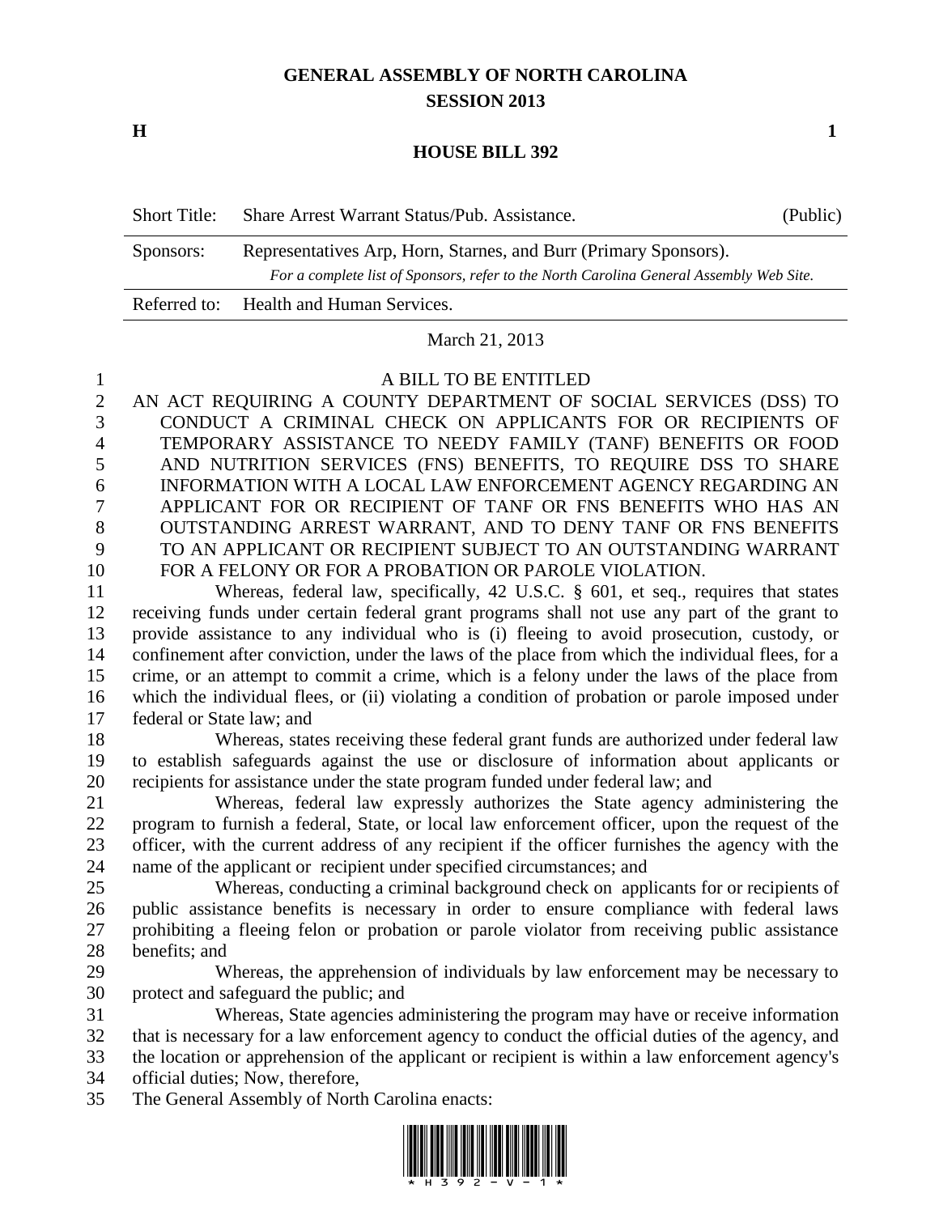# GENERAL ASSEMBLY OF NORTH CAROLINA
## SESSION 2013

**H** **1**

## HOUSE BILL 392

| Short Title: | Share Arrest Warrant Status/Pub. Assistance. | (Public) |
|---|---|---|
| Sponsors: | Representatives Arp, Horn, Starnes, and Burr (Primary Sponsors). *For a complete list of Sponsors, refer to the North Carolina General Assembly Web Site.* | |
| Referred to: | Health and Human Services. | |

March 21, 2013

A BILL TO BE ENTITLED

AN ACT REQUIRING A COUNTY DEPARTMENT OF SOCIAL SERVICES (DSS) TO CONDUCT A CRIMINAL CHECK ON APPLICANTS FOR OR RECIPIENTS OF TEMPORARY ASSISTANCE TO NEEDY FAMILY (TANF) BENEFITS OR FOOD AND NUTRITION SERVICES (FNS) BENEFITS, TO REQUIRE DSS TO SHARE INFORMATION WITH A LOCAL LAW ENFORCEMENT AGENCY REGARDING AN APPLICANT FOR OR RECIPIENT OF TANF OR FNS BENEFITS WHO HAS AN OUTSTANDING ARREST WARRANT, AND TO DENY TANF OR FNS BENEFITS TO AN APPLICANT OR RECIPIENT SUBJECT TO AN OUTSTANDING WARRANT FOR A FELONY OR FOR A PROBATION OR PAROLE VIOLATION.

Whereas, federal law, specifically, 42 U.S.C. § 601, et seq., requires that states receiving funds under certain federal grant programs shall not use any part of the grant to provide assistance to any individual who is (i) fleeing to avoid prosecution, custody, or confinement after conviction, under the laws of the place from which the individual flees, for a crime, or an attempt to commit a crime, which is a felony under the laws of the place from which the individual flees, or (ii) violating a condition of probation or parole imposed under federal or State law; and

Whereas, states receiving these federal grant funds are authorized under federal law to establish safeguards against the use or disclosure of information about applicants or recipients for assistance under the state program funded under federal law; and

Whereas, federal law expressly authorizes the State agency administering the program to furnish a federal, State, or local law enforcement officer, upon the request of the officer, with the current address of any recipient if the officer furnishes the agency with the name of the applicant or recipient under specified circumstances; and

Whereas, conducting a criminal background check on applicants for or recipients of public assistance benefits is necessary in order to ensure compliance with federal laws prohibiting a fleeing felon or probation or parole violator from receiving public assistance benefits; and

Whereas, the apprehension of individuals by law enforcement may be necessary to protect and safeguard the public; and

Whereas, State agencies administering the program may have or receive information that is necessary for a law enforcement agency to conduct the official duties of the agency, and the location or apprehension of the applicant or recipient is within a law enforcement agency's official duties; Now, therefore,

The General Assembly of North Carolina enacts: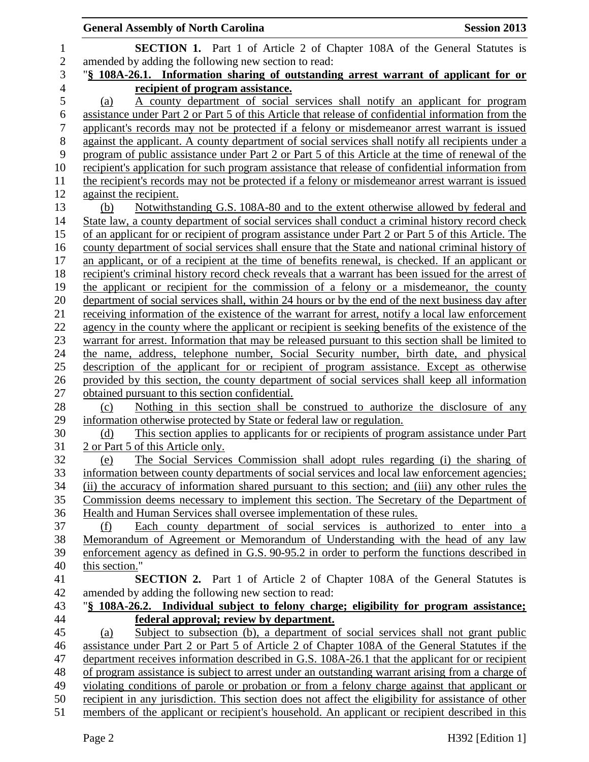**SECTION 1.** Part 1 of Article 2 of Chapter 108A of the General Statutes is amended by adding the following new section to read:

"**§ 108A-26.1. Information sharing of outstanding arrest warrant of applicant for or recipient of program assistance.**

(a) A county department of social services shall notify an applicant for program assistance under Part 2 or Part 5 of this Article that release of confidential information from the applicant's records may not be protected if a felony or misdemeanor arrest warrant is issued against the applicant. A county department of social services shall notify all recipients under a program of public assistance under Part 2 or Part 5 of this Article at the time of renewal of the recipient's application for such program assistance that release of confidential information from the recipient's records may not be protected if a felony or misdemeanor arrest warrant is issued against the recipient.

(b) Notwithstanding G.S. 108A-80 and to the extent otherwise allowed by federal and State law, a county department of social services shall conduct a criminal history record check of an applicant for or recipient of program assistance under Part 2 or Part 5 of this Article. The county department of social services shall ensure that the State and national criminal history of an applicant, or of a recipient at the time of benefits renewal, is checked. If an applicant or recipient's criminal history record check reveals that a warrant has been issued for the arrest of the applicant or recipient for the commission of a felony or a misdemeanor, the county department of social services shall, within 24 hours or by the end of the next business day after receiving information of the existence of the warrant for arrest, notify a local law enforcement agency in the county where the applicant or recipient is seeking benefits of the existence of the warrant for arrest. Information that may be released pursuant to this section shall be limited to the name, address, telephone number, Social Security number, birth date, and physical description of the applicant for or recipient of program assistance. Except as otherwise provided by this section, the county department of social services shall keep all information obtained pursuant to this section confidential.

(c) Nothing in this section shall be construed to authorize the disclosure of any information otherwise protected by State or federal law or regulation.

(d) This section applies to applicants for or recipients of program assistance under Part 2 or Part 5 of this Article only.

(e) The Social Services Commission shall adopt rules regarding (i) the sharing of information between county departments of social services and local law enforcement agencies; (ii) the accuracy of information shared pursuant to this section; and (iii) any other rules the Commission deems necessary to implement this section. The Secretary of the Department of Health and Human Services shall oversee implementation of these rules.

(f) Each county department of social services is authorized to enter into a Memorandum of Agreement or Memorandum of Understanding with the head of any law enforcement agency as defined in G.S. 90-95.2 in order to perform the functions described in this section."

**SECTION 2.** Part 1 of Article 2 of Chapter 108A of the General Statutes is amended by adding the following new section to read:

"**§ 108A-26.2. Individual subject to felony charge; eligibility for program assistance; federal approval; review by department.**

(a) Subject to subsection (b), a department of social services shall not grant public assistance under Part 2 or Part 5 of Article 2 of Chapter 108A of the General Statutes if the department receives information described in G.S. 108A-26.1 that the applicant for or recipient of program assistance is subject to arrest under an outstanding warrant arising from a charge of violating conditions of parole or probation or from a felony charge against that applicant or recipient in any jurisdiction. This section does not affect the eligibility for assistance of other members of the applicant or recipient's household. An applicant or recipient described in this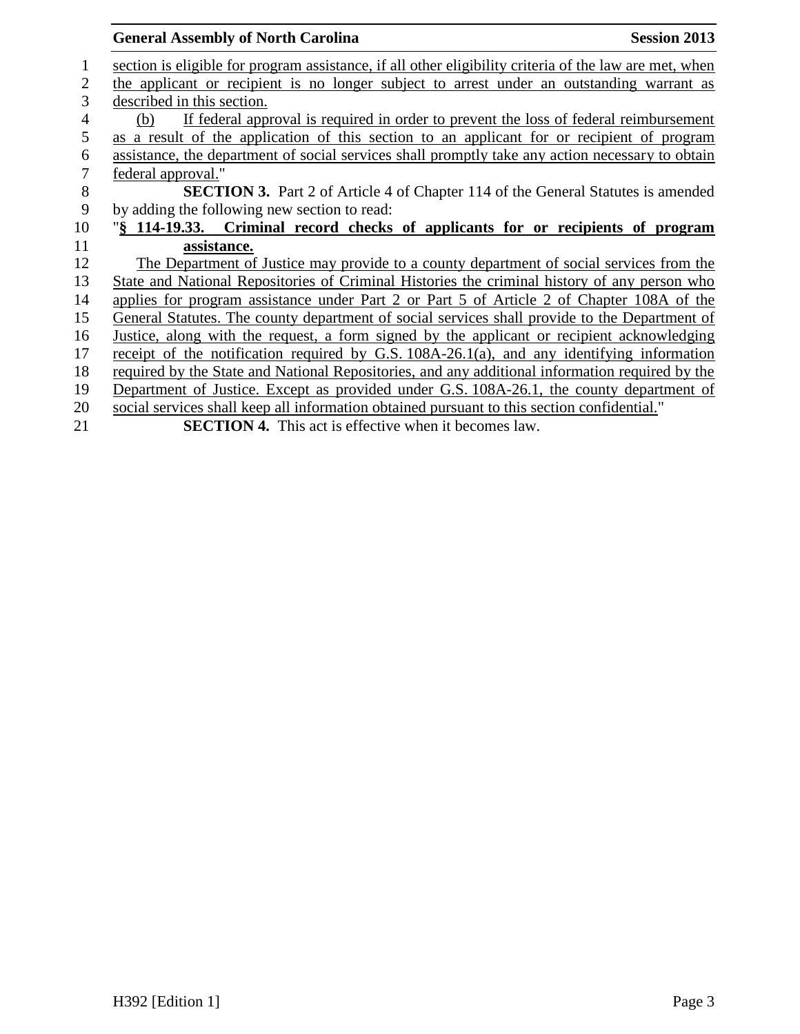section is eligible for program assistance, if all other eligibility criteria of the law are met, when the applicant or recipient is no longer subject to arrest under an outstanding warrant as described in this section.

(b) If federal approval is required in order to prevent the loss of federal reimbursement as a result of the application of this section to an applicant for or recipient of program assistance, the department of social services shall promptly take any action necessary to obtain federal approval."

**SECTION 3.** Part 2 of Article 4 of Chapter 114 of the General Statutes is amended by adding the following new section to read:

"**§ 114-19.33. Criminal record checks of applicants for or recipients of program assistance.**

The Department of Justice may provide to a county department of social services from the State and National Repositories of Criminal Histories the criminal history of any person who applies for program assistance under Part 2 or Part 5 of Article 2 of Chapter 108A of the General Statutes. The county department of social services shall provide to the Department of Justice, along with the request, a form signed by the applicant or recipient acknowledging receipt of the notification required by G.S. 108A-26.1(a), and any identifying information required by the State and National Repositories, and any additional information required by the Department of Justice. Except as provided under G.S. 108A-26.1, the county department of social services shall keep all information obtained pursuant to this section confidential."

**SECTION 4.** This act is effective when it becomes law.